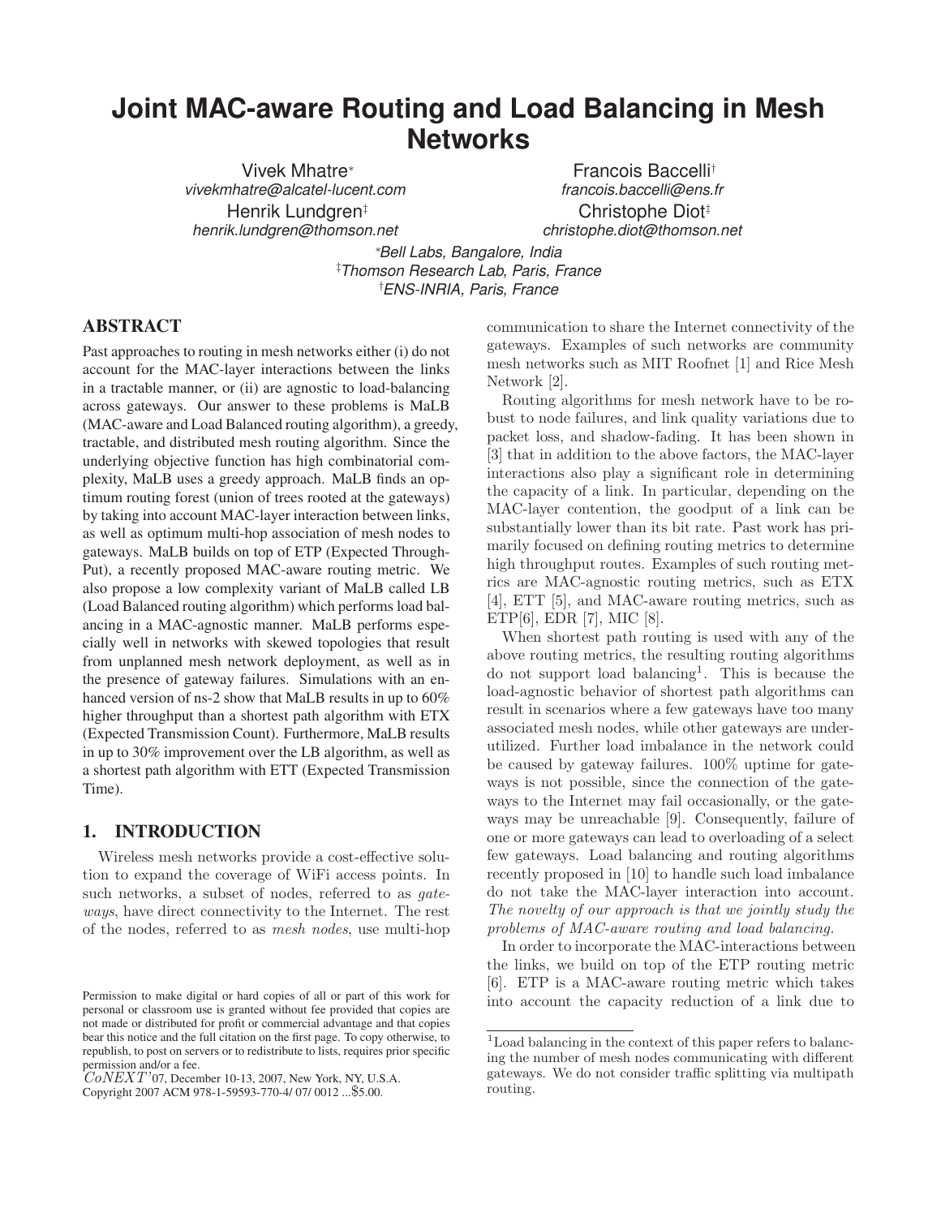# Joint MAC-aware Routing and Load Balancing in Mesh Networks

Vivek Mhatre[*]
vivekmhatre@alcatel-lucent.com

Francois Baccelli[†]
francois.baccelli@ens.fr

Henrik Lundgren[‡]
henrik.lundgren@thomson.net

Christophe Diot[‡]
christophe.diot@thomson.net

[*]Bell Labs, Bangalore, India
[‡]Thomson Research Lab, Paris, France
[†]ENS-INRIA, Paris, France

## ABSTRACT

Past approaches to routing in mesh networks either (i) do not account for the MAC-layer interactions between the links in a tractable manner, or (ii) are agnostic to load-balancing across gateways. Our answer to these problems is MaLB (MAC-aware and Load Balanced routing algorithm), a greedy, tractable, and distributed mesh routing algorithm. Since the underlying objective function has high combinatorial complexity, MaLB uses a greedy approach. MaLB finds an optimum routing forest (union of trees rooted at the gateways) by taking into account MAC-layer interaction between links, as well as optimum multi-hop association of mesh nodes to gateways. MaLB builds on top of ETP (Expected ThroughPut), a recently proposed MAC-aware routing metric. We also propose a low complexity variant of MaLB called LB (Load Balanced routing algorithm) which performs load balancing in a MAC-agnostic manner. MaLB performs especially well in networks with skewed topologies that result from unplanned mesh network deployment, as well as in the presence of gateway failures. Simulations with an enhanced version of ns-2 show that MaLB results in up to 60% higher throughput than a shortest path algorithm with ETX (Expected Transmission Count). Furthermore, MaLB results in up to 30% improvement over the LB algorithm, as well as a shortest path algorithm with ETT (Expected Transmission Time).

## 1. INTRODUCTION

Wireless mesh networks provide a cost-effective solution to expand the coverage of WiFi access points. In such networks, a subset of nodes, referred to as *gateways*, have direct connectivity to the Internet. The rest of the nodes, referred to as *mesh nodes*, use multi-hop communication to share the Internet connectivity of the gateways. Examples of such networks are community mesh networks such as MIT Roofnet [1] and Rice Mesh Network [2].

Routing algorithms for mesh network have to be robust to node failures, and link quality variations due to packet loss, and shadow-fading. It has been shown in [3] that in addition to the above factors, the MAC-layer interactions also play a significant role in determining the capacity of a link. In particular, depending on the MAC-layer contention, the goodput of a link can be substantially lower than its bit rate. Past work has primarily focused on defining routing metrics to determine high throughput routes. Examples of such routing metrics are MAC-agnostic routing metrics, such as ETX [4], ETT [5], and MAC-aware routing metrics, such as ETP[6], EDR [7], MIC [8].

When shortest path routing is used with any of the above routing metrics, the resulting routing algorithms do not support load balancing[1]. This is because the load-agnostic behavior of shortest path algorithms can result in scenarios where a few gateways have too many associated mesh nodes, while other gateways are under-utilized. Further load imbalance in the network could be caused by gateway failures. 100% uptime for gateways is not possible, since the connection of the gateways to the Internet may fail occasionally, or the gateways may be unreachable [9]. Consequently, failure of one or more gateways can lead to overloading of a select few gateways. Load balancing and routing algorithms recently proposed in [10] to handle such load imbalance do not take the MAC-layer interaction into account. *The novelty of our approach is that we jointly study the problems of MAC-aware routing and load balancing.*

In order to incorporate the MAC-interactions between the links, we build on top of the ETP routing metric [6]. ETP is a MAC-aware routing metric which takes into account the capacity reduction of a link due to

[1]Load balancing in the context of this paper refers to balancing the number of mesh nodes communicating with different gateways. We do not consider traffic splitting via multipath routing.

Permission to make digital or hard copies of all or part of this work for personal or classroom use is granted without fee provided that copies are not made or distributed for profit or commercial advantage and that copies bear this notice and the full citation on the first page. To copy otherwise, to republish, to post on servers or to redistribute to lists, requires prior specific permission and/or a fee.
*CoNEXT'07*, December 10-13, 2007, New York, NY, U.S.A.
Copyright 2007 ACM 978-1-59593-770-4/ 07/ 0012 ...$5.00.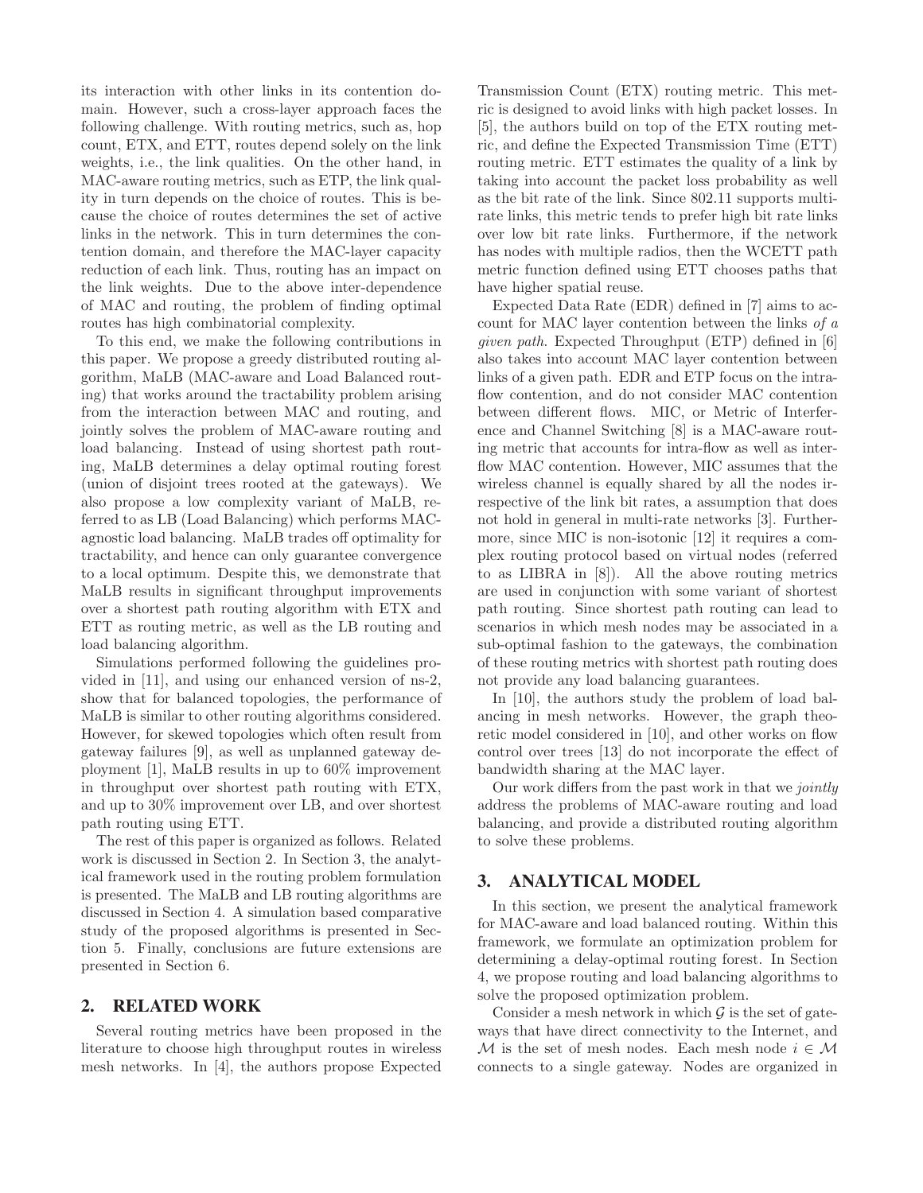its interaction with other links in its contention domain. However, such a cross-layer approach faces the following challenge. With routing metrics, such as, hop count, ETX, and ETT, routes depend solely on the link weights, i.e., the link qualities. On the other hand, in MAC-aware routing metrics, such as ETP, the link quality in turn depends on the choice of routes. This is because the choice of routes determines the set of active links in the network. This in turn determines the contention domain, and therefore the MAC-layer capacity reduction of each link. Thus, routing has an impact on the link weights. Due to the above inter-dependence of MAC and routing, the problem of finding optimal routes has high combinatorial complexity.

To this end, we make the following contributions in this paper. We propose a greedy distributed routing algorithm, MaLB (MAC-aware and Load Balanced routing) that works around the tractability problem arising from the interaction between MAC and routing, and jointly solves the problem of MAC-aware routing and load balancing. Instead of using shortest path routing, MaLB determines a delay optimal routing forest (union of disjoint trees rooted at the gateways). We also propose a low complexity variant of MaLB, referred to as LB (Load Balancing) which performs MAC-agnostic load balancing. MaLB trades off optimality for tractability, and hence can only guarantee convergence to a local optimum. Despite this, we demonstrate that MaLB results in significant throughput improvements over a shortest path routing algorithm with ETX and ETT as routing metric, as well as the LB routing and load balancing algorithm.

Simulations performed following the guidelines provided in [11], and using our enhanced version of ns-2, show that for balanced topologies, the performance of MaLB is similar to other routing algorithms considered. However, for skewed topologies which often result from gateway failures [9], as well as unplanned gateway deployment [1], MaLB results in up to 60% improvement in throughput over shortest path routing with ETX, and up to 30% improvement over LB, and over shortest path routing using ETT.

The rest of this paper is organized as follows. Related work is discussed in Section 2. In Section 3, the analytical framework used in the routing problem formulation is presented. The MaLB and LB routing algorithms are discussed in Section 4. A simulation based comparative study of the proposed algorithms is presented in Section 5. Finally, conclusions are future extensions are presented in Section 6.

## 2. RELATED WORK

Several routing metrics have been proposed in the literature to choose high throughput routes in wireless mesh networks. In [4], the authors propose Expected Transmission Count (ETX) routing metric. This metric is designed to avoid links with high packet losses. In [5], the authors build on top of the ETX routing metric, and define the Expected Transmission Time (ETT) routing metric. ETT estimates the quality of a link by taking into account the packet loss probability as well as the bit rate of the link. Since 802.11 supports multi-rate links, this metric tends to prefer high bit rate links over low bit rate links. Furthermore, if the network has nodes with multiple radios, then the WCETT path metric function defined using ETT chooses paths that have higher spatial reuse.

Expected Data Rate (EDR) defined in [7] aims to account for MAC layer contention between the links *of a given path*. Expected Throughput (ETP) defined in [6] also takes into account MAC layer contention between links of a given path. EDR and ETP focus on the intra-flow contention, and do not consider MAC contention between different flows. MIC, or Metric of Interference and Channel Switching [8] is a MAC-aware routing metric that accounts for intra-flow as well as inter-flow MAC contention. However, MIC assumes that the wireless channel is equally shared by all the nodes irrespective of the link bit rates, a assumption that does not hold in general in multi-rate networks [3]. Furthermore, since MIC is non-isotonic [12] it requires a complex routing protocol based on virtual nodes (referred to as LIBRA in [8]). All the above routing metrics are used in conjunction with some variant of shortest path routing. Since shortest path routing can lead to scenarios in which mesh nodes may be associated in a sub-optimal fashion to the gateways, the combination of these routing metrics with shortest path routing does not provide any load balancing guarantees.

In [10], the authors study the problem of load balancing in mesh networks. However, the graph theoretic model considered in [10], and other works on flow control over trees [13] do not incorporate the effect of bandwidth sharing at the MAC layer.

Our work differs from the past work in that we *jointly* address the problems of MAC-aware routing and load balancing, and provide a distributed routing algorithm to solve these problems.

## 3. ANALYTICAL MODEL

In this section, we present the analytical framework for MAC-aware and load balanced routing. Within this framework, we formulate an optimization problem for determining a delay-optimal routing forest. In Section 4, we propose routing and load balancing algorithms to solve the proposed optimization problem.

Consider a mesh network in which $\mathcal{G}$ is the set of gateways that have direct connectivity to the Internet, and $\mathcal{M}$ is the set of mesh nodes. Each mesh node $i \in \mathcal{M}$ connects to a single gateway. Nodes are organized in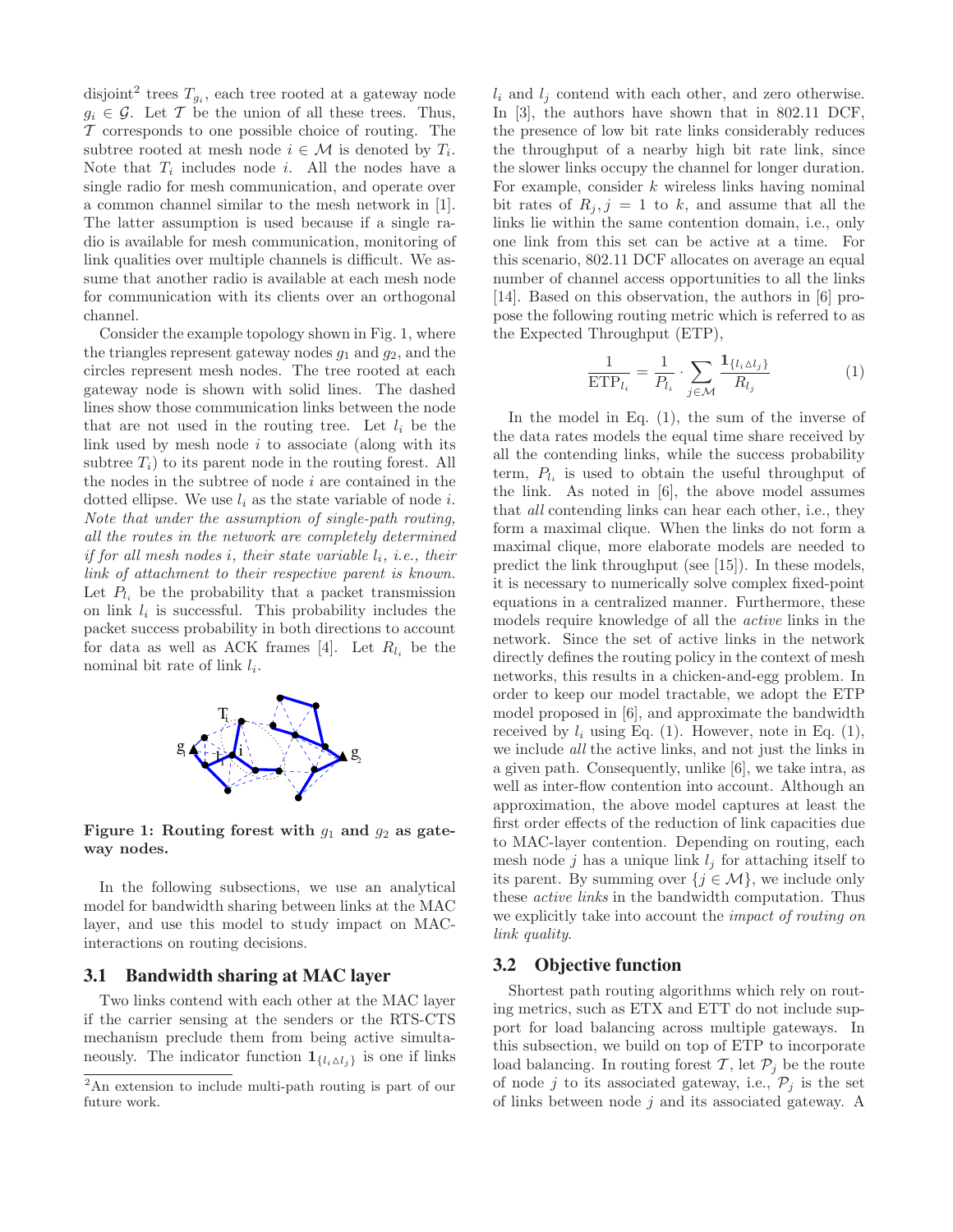disjoint[2] trees $T_{g_i}$, each tree rooted at a gateway node $g_i \in \mathcal{G}$. Let $\mathcal{T}$ be the union of all these trees. Thus, $\mathcal{T}$ corresponds to one possible choice of routing. The subtree rooted at mesh node $i \in \mathcal{M}$ is denoted by $T_i$. Note that $T_i$ includes node $i$. All the nodes have a single radio for mesh communication, and operate over a common channel similar to the mesh network in [1]. The latter assumption is used because if a single radio is available for mesh communication, monitoring of link qualities over multiple channels is difficult. We assume that another radio is available at each mesh node for communication with its clients over an orthogonal channel.

Consider the example topology shown in Fig. 1, where the triangles represent gateway nodes $g_1$ and $g_2$, and the circles represent mesh nodes. The tree rooted at each gateway node is shown with solid lines. The dashed lines show those communication links between the node that are not used in the routing tree. Let $l_i$ be the link used by mesh node $i$ to associate (along with its subtree $T_i$) to its parent node in the routing forest. All the nodes in the subtree of node $i$ are contained in the dotted ellipse. We use $l_i$ as the state variable of node $i$. *Note that under the assumption of single-path routing, all the routes in the network are completely determined if for all mesh nodes $i$, their state variable $l_i$, i.e., their link of attachment to their respective parent is known.* Let $P_{l_i}$ be the probability that a packet transmission on link $l_i$ is successful. This probability includes the packet success probability in both directions to account for data as well as ACK frames [4]. Let $R_{l_i}$ be the nominal bit rate of link $l_i$.

**Figure 1: Routing forest with $g_1$ and $g_2$ as gateway nodes.**

In the following subsections, we use an analytical model for bandwidth sharing between links at the MAC layer, and use this model to study impact on MAC-interactions on routing decisions.

## 3.1 Bandwidth sharing at MAC layer

Two links contend with each other at the MAC layer if the carrier sensing at the senders or the RTS-CTS mechanism preclude them from being active simultaneously. The indicator function $\mathbf{1}_{\{l_i \Delta l_j\}}$ is one if links $l_i$ and $l_j$ contend with each other, and zero otherwise. In [3], the authors have shown that in 802.11 DCF, the presence of low bit rate links considerably reduces the throughput of a nearby high bit rate link, since the slower links occupy the channel for longer duration. For example, consider $k$ wireless links having nominal bit rates of $R_j, j = 1$ to $k$, and assume that all the links lie within the same contention domain, i.e., only one link from this set can be active at a time. For this scenario, 802.11 DCF allocates on average an equal number of channel access opportunities to all the links [14]. Based on this observation, the authors in [6] propose the following routing metric which is referred to as the Expected Throughput (ETP),

$$\frac{1}{\mathrm{ETP}_{l_i}} = \frac{1}{P_{l_i}} \cdot \sum_{j \in \mathcal{M}} \frac{\mathbf{1}_{\{l_i \Delta l_j\}}}{R_{l_j}} \tag{1}$$

In the model in Eq. (1), the sum of the inverse of the data rates models the equal time share received by all the contending links, while the success probability term, $P_{l_i}$ is used to obtain the useful throughput of the link. As noted in [6], the above model assumes that *all* contending links can hear each other, i.e., they form a maximal clique. When the links do not form a maximal clique, more elaborate models are needed to predict the link throughput (see [15]). In these models, it is necessary to numerically solve complex fixed-point equations in a centralized manner. Furthermore, these models require knowledge of all the *active* links in the network. Since the set of active links in the network directly defines the routing policy in the context of mesh networks, this results in a chicken-and-egg problem. In order to keep our model tractable, we adopt the ETP model proposed in [6], and approximate the bandwidth received by $l_i$ using Eq. (1). However, note in Eq. (1), we include *all* the active links, and not just the links in a given path. Consequently, unlike [6], we take intra, as well as inter-flow contention into account. Although an approximation, the above model captures at least the first order effects of the reduction of link capacities due to MAC-layer contention. Depending on routing, each mesh node $j$ has a unique link $l_j$ for attaching itself to its parent. By summing over $\{j \in \mathcal{M}\}$, we include only these *active links* in the bandwidth computation. Thus we explicitly take into account the *impact of routing on link quality*.

## 3.2 Objective function

Shortest path routing algorithms which rely on routing metrics, such as ETX and ETT do not include support for load balancing across multiple gateways. In this subsection, we build on top of ETP to incorporate load balancing. In routing forest $\mathcal{T}$, let $\mathcal{P}_j$ be the route of node $j$ to its associated gateway, i.e., $\mathcal{P}_j$ is the set of links between node $j$ and its associated gateway. A

[2] An extension to include multi-path routing is part of our future work.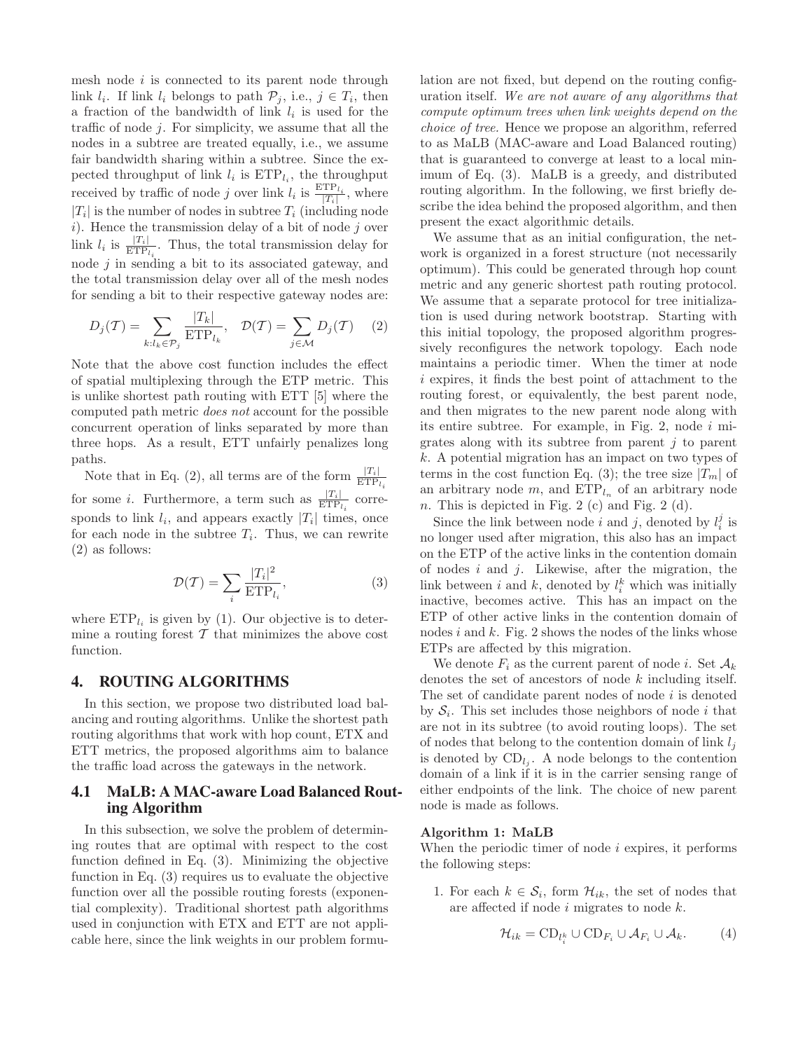mesh node $i$ is connected to its parent node through link $l_i$. If link $l_i$ belongs to path $\mathcal{P}_j$, i.e., $j \in T_i$, then a fraction of the bandwidth of link $l_i$ is used for the traffic of node $j$. For simplicity, we assume that all the nodes in a subtree are treated equally, i.e., we assume fair bandwidth sharing within a subtree. Since the expected throughput of link $l_i$ is $\text{ETP}_{l_i}$, the throughput received by traffic of node $j$ over link $l_i$ is $\frac{\text{ETP}_{l_i}}{|T_i|}$, where $|T_i|$ is the number of nodes in subtree $T_i$ (including node $i$). Hence the transmission delay of a bit of node $j$ over link $l_i$ is $\frac{|T_i|}{\text{ETP}_{l_i}}$. Thus, the total transmission delay for node $j$ in sending a bit to its associated gateway, and the total transmission delay over all of the mesh nodes for sending a bit to their respective gateway nodes are:

$$D_j(\mathcal{T}) = \sum_{k:l_k \in \mathcal{P}_j} \frac{|T_k|}{\text{ETP}_{l_k}}, \quad \mathcal{D}(\mathcal{T}) = \sum_{j \in \mathcal{M}} D_j(\mathcal{T}) \qquad (2)$$

Note that the above cost function includes the effect of spatial multiplexing through the ETP metric. This is unlike shortest path routing with ETT [5] where the computed path metric *does not* account for the possible concurrent operation of links separated by more than three hops. As a result, ETT unfairly penalizes long paths.

Note that in Eq. (2), all terms are of the form $\frac{|T_i|}{\text{ETP}_{l_i}}$ for some $i$. Furthermore, a term such as $\frac{|T_i|}{\text{ETP}_{l_i}}$ corresponds to link $l_i$, and appears exactly $|T_i|$ times, once for each node in the subtree $T_i$. Thus, we can rewrite (2) as follows:

$$\mathcal{D}(\mathcal{T}) = \sum_i \frac{|T_i|^2}{\text{ETP}_{l_i}}, \qquad (3)$$

where $\text{ETP}_{l_i}$ is given by (1). Our objective is to determine a routing forest $\mathcal{T}$ that minimizes the above cost function.

## 4. ROUTING ALGORITHMS

In this section, we propose two distributed load balancing and routing algorithms. Unlike the shortest path routing algorithms that work with hop count, ETX and ETT metrics, the proposed algorithms aim to balance the traffic load across the gateways in the network.

### 4.1 MaLB: A MAC-aware Load Balanced Routing Algorithm

In this subsection, we solve the problem of determining routes that are optimal with respect to the cost function defined in Eq. (3). Minimizing the objective function in Eq. (3) requires us to evaluate the objective function over all the possible routing forests (exponential complexity). Traditional shortest path algorithms used in conjunction with ETX and ETT are not applicable here, since the link weights in our problem formulation are not fixed, but depend on the routing configuration itself. *We are not aware of any algorithms that compute optimum trees when link weights depend on the choice of tree.* Hence we propose an algorithm, referred to as MaLB (MAC-aware and Load Balanced routing) that is guaranteed to converge at least to a local minimum of Eq. (3). MaLB is a greedy, and distributed routing algorithm. In the following, we first briefly describe the idea behind the proposed algorithm, and then present the exact algorithmic details.

We assume that as an initial configuration, the network is organized in a forest structure (not necessarily optimum). This could be generated through hop count metric and any generic shortest path routing protocol. We assume that a separate protocol for tree initialization is used during network bootstrap. Starting with this initial topology, the proposed algorithm progressively reconfigures the network topology. Each node maintains a periodic timer. When the timer at node $i$ expires, it finds the best point of attachment to the routing forest, or equivalently, the best parent node, and then migrates to the new parent node along with its entire subtree. For example, in Fig. 2, node $i$ migrates along with its subtree from parent $j$ to parent $k$. A potential migration has an impact on two types of terms in the cost function Eq. (3); the tree size $|T_m|$ of an arbitrary node $m$, and $\text{ETP}_{l_n}$ of an arbitrary node $n$. This is depicted in Fig. 2 (c) and Fig. 2 (d).

Since the link between node $i$ and $j$, denoted by $l_i^j$ is no longer used after migration, this also has an impact on the ETP of the active links in the contention domain of nodes $i$ and $j$. Likewise, after the migration, the link between $i$ and $k$, denoted by $l_i^k$ which was initially inactive, becomes active. This has an impact on the ETP of other active links in the contention domain of nodes $i$ and $k$. Fig. 2 shows the nodes of the links whose ETPs are affected by this migration.

We denote $F_i$ as the current parent of node $i$. Set $\mathcal{A}_k$ denotes the set of ancestors of node $k$ including itself. The set of candidate parent nodes of node $i$ is denoted by $\mathcal{S}_i$. This set includes those neighbors of node $i$ that are not in its subtree (to avoid routing loops). The set of nodes that belong to the contention domain of link $l_j$ is denoted by $\text{CD}_{l_j}$. A node belongs to the contention domain of a link if it is in the carrier sensing range of either endpoints of the link. The choice of new parent node is made as follows.

**Algorithm 1: MaLB**
When the periodic timer of node $i$ expires, it performs the following steps:

1. For each $k \in \mathcal{S}_i$, form $\mathcal{H}_{ik}$, the set of nodes that are affected if node $i$ migrates to node $k$.

$$\mathcal{H}_{ik} = \text{CD}_{l_i^k} \cup \text{CD}_{F_i} \cup \mathcal{A}_{F_i} \cup \mathcal{A}_k. \qquad (4)$$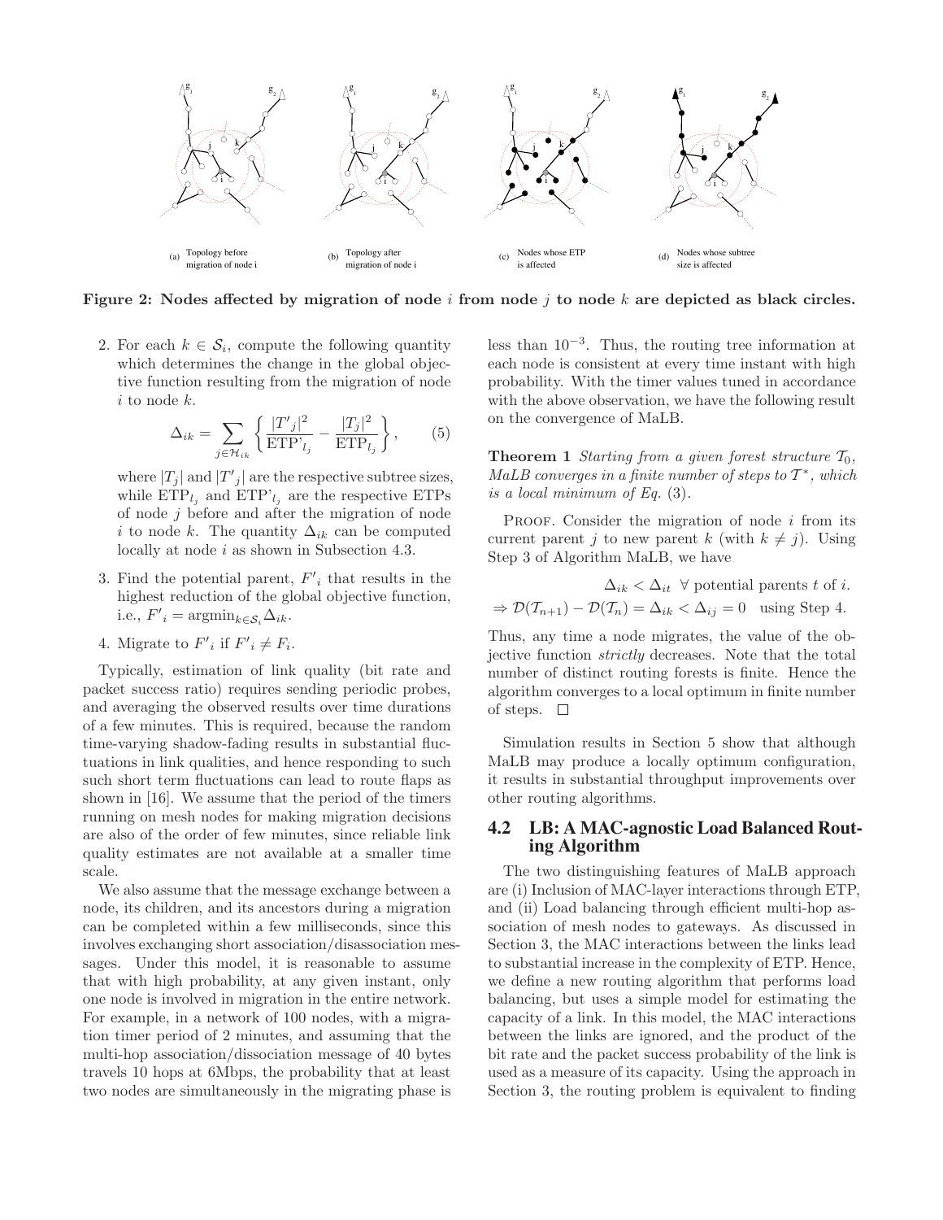Figure 2: Nodes affected by migration of node $i$ from node $j$ to node $k$ are depicted as black circles.

2. For each $k \in \mathcal{S}_i$, compute the following quantity which determines the change in the global objective function resulting from the migration of node $i$ to node $k$.

$$\Delta_{ik} = \sum_{j \in \mathcal{H}_{ik}} \left\{ \frac{|T'_j|^2}{\text{ETP'}_{l_j}} - \frac{|T_j|^2}{\text{ETP}_{l_j}} \right\}, \qquad (5)$$

where $|T_j|$ and $|T'_j|$ are the respective subtree sizes, while $\text{ETP}_{l_j}$ and $\text{ETP'}_{l_j}$ are the respective ETPs of node $j$ before and after the migration of node $i$ to node $k$. The quantity $\Delta_{ik}$ can be computed locally at node $i$ as shown in Subsection 4.3.

3. Find the potential parent, $F'_i$ that results in the highest reduction of the global objective function, i.e., $F'_i = \text{argmin}_{k \in \mathcal{S}_i} \Delta_{ik}$.

4. Migrate to $F'_i$ if $F'_i \neq F_i$.

Typically, estimation of link quality (bit rate and packet success ratio) requires sending periodic probes, and averaging the observed results over time durations of a few minutes. This is required, because the random time-varying shadow-fading results in substantial fluctuations in link qualities, and hence responding to such such short term fluctuations can lead to route flaps as shown in [16]. We assume that the period of the timers running on mesh nodes for making migration decisions are also of the order of few minutes, since reliable link quality estimates are not available at a smaller time scale.

We also assume that the message exchange between a node, its children, and its ancestors during a migration can be completed within a few milliseconds, since this involves exchanging short association/disassociation messages. Under this model, it is reasonable to assume that with high probability, at any given instant, only one node is involved in migration in the entire network. For example, in a network of 100 nodes, with a migration timer period of 2 minutes, and assuming that the multi-hop association/dissociation message of 40 bytes travels 10 hops at 6Mbps, the probability that at least two nodes are simultaneously in the migrating phase is less than $10^{-3}$. Thus, the routing tree information at each node is consistent at every time instant with high probability. With the timer values tuned in accordance with the above observation, we have the following result on the convergence of MaLB.

**Theorem 1** *Starting from a given forest structure $\mathcal{T}_0$, MaLB converges in a finite number of steps to $\mathcal{T}^*$, which is a local minimum of Eq.* (3).

PROOF. Consider the migration of node $i$ from its current parent $j$ to new parent $k$ (with $k \neq j$). Using Step 3 of Algorithm MaLB, we have

$$\Delta_{ik} < \Delta_{it} \;\; \forall \text{ potential parents } t \text{ of } i.$$
$$\Rightarrow \mathcal{D}(\mathcal{T}_{n+1}) - \mathcal{D}(\mathcal{T}_n) = \Delta_{ik} < \Delta_{ij} = 0 \quad \text{using Step 4.}$$

Thus, any time a node migrates, the value of the objective function *strictly* decreases. Note that the total number of distinct routing forests is finite. Hence the algorithm converges to a local optimum in finite number of steps. □

Simulation results in Section 5 show that although MaLB may produce a locally optimum configuration, it results in substantial throughput improvements over other routing algorithms.

## 4.2 LB: A MAC-agnostic Load Balanced Routing Algorithm

The two distinguishing features of MaLB approach are (i) Inclusion of MAC-layer interactions through ETP, and (ii) Load balancing through efficient multi-hop association of mesh nodes to gateways. As discussed in Section 3, the MAC interactions between the links lead to substantial increase in the complexity of ETP. Hence, we define a new routing algorithm that performs load balancing, but uses a simple model for estimating the capacity of a link. In this model, the MAC interactions between the links are ignored, and the product of the bit rate and the packet success probability of the link is used as a measure of its capacity. Using the approach in Section 3, the routing problem is equivalent to finding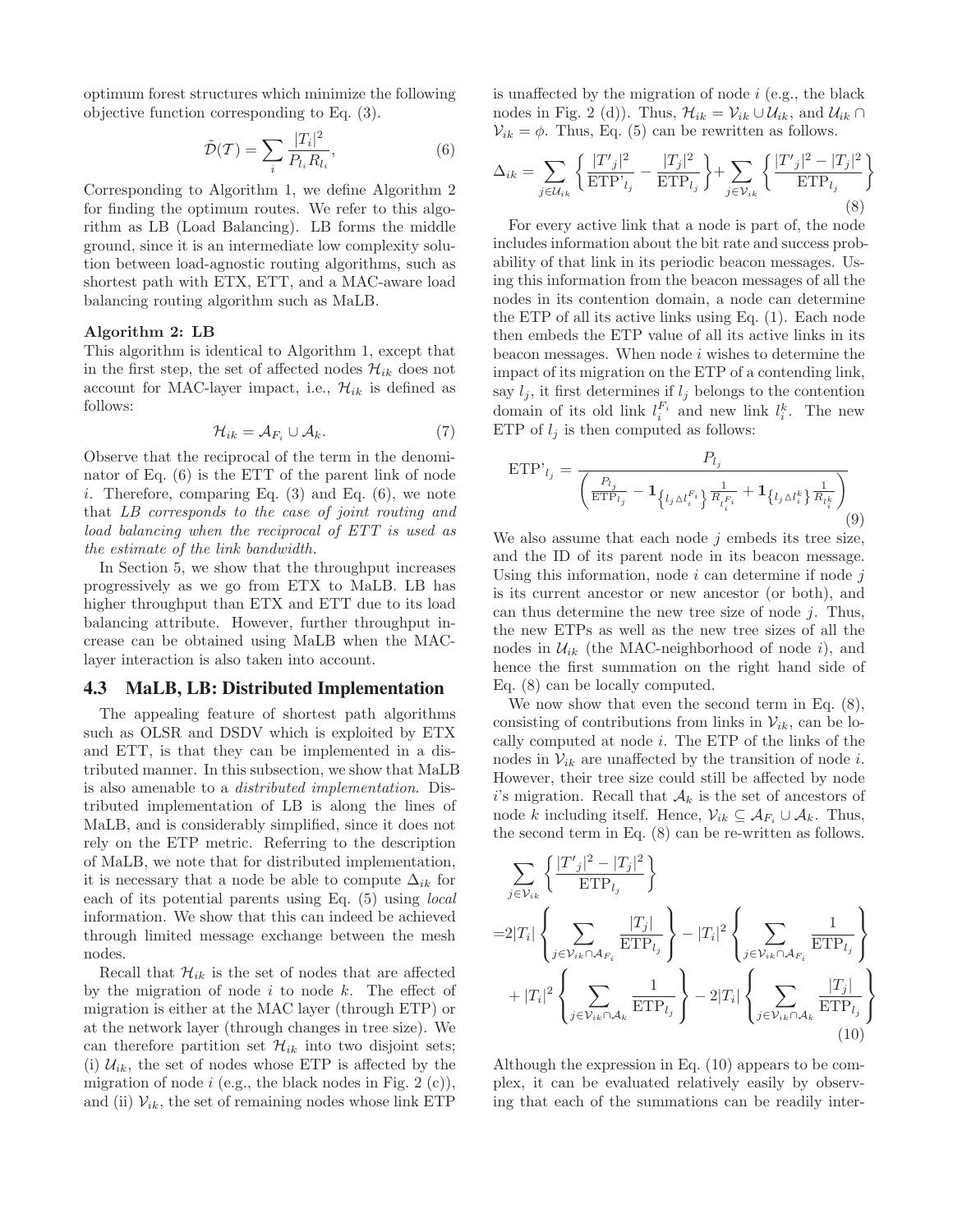optimum forest structures which minimize the following objective function corresponding to Eq. (3).

$$\tilde{\mathcal{D}}(\mathcal{T}) = \sum_{i} \frac{|T_i|^2}{P_{l_i} R_{l_i}}, \tag{6}$$

Corresponding to Algorithm 1, we define Algorithm 2 for finding the optimum routes. We refer to this algorithm as LB (Load Balancing). LB forms the middle ground, since it is an intermediate low complexity solution between load-agnostic routing algorithms, such as shortest path with ETX, ETT, and a MAC-aware load balancing routing algorithm such as MaLB.

**Algorithm 2: LB**

This algorithm is identical to Algorithm 1, except that in the first step, the set of affected nodes $\mathcal{H}_{ik}$ does not account for MAC-layer impact, i.e., $\mathcal{H}_{ik}$ is defined as follows:

$$\mathcal{H}_{ik} = \mathcal{A}_{F_i} \cup \mathcal{A}_k. \tag{7}$$

Observe that the reciprocal of the term in the denominator of Eq. (6) is the ETT of the parent link of node $i$. Therefore, comparing Eq. (3) and Eq. (6), we note that *LB corresponds to the case of joint routing and load balancing when the reciprocal of ETT is used as the estimate of the link bandwidth.*

In Section 5, we show that the throughput increases progressively as we go from ETX to MaLB. LB has higher throughput than ETX and ETT due to its load balancing attribute. However, further throughput increase can be obtained using MaLB when the MAC-layer interaction is also taken into account.

### 4.3 MaLB, LB: Distributed Implementation

The appealing feature of shortest path algorithms such as OLSR and DSDV which is exploited by ETX and ETT, is that they can be implemented in a distributed manner. In this subsection, we show that MaLB is also amenable to a *distributed implementation*. Distributed implementation of LB is along the lines of MaLB, and is considerably simplified, since it does not rely on the ETP metric. Referring to the description of MaLB, we note that for distributed implementation, it is necessary that a node be able to compute $\Delta_{ik}$ for each of its potential parents using Eq. (5) using *local* information. We show that this can indeed be achieved through limited message exchange between the mesh nodes.

Recall that $\mathcal{H}_{ik}$ is the set of nodes that are affected by the migration of node $i$ to node $k$. The effect of migration is either at the MAC layer (through ETP) or at the network layer (through changes in tree size). We can therefore partition set $\mathcal{H}_{ik}$ into two disjoint sets; (i) $\mathcal{U}_{ik}$, the set of nodes whose ETP is affected by the migration of node $i$ (e.g., the black nodes in Fig. 2 (c)), and (ii) $\mathcal{V}_{ik}$, the set of remaining nodes whose link ETP is unaffected by the migration of node $i$ (e.g., the black nodes in Fig. 2 (d)). Thus, $\mathcal{H}_{ik} = \mathcal{V}_{ik} \cup \mathcal{U}_{ik}$, and $\mathcal{U}_{ik} \cap \mathcal{V}_{ik} = \phi$. Thus, Eq. (5) can be rewritten as follows.

$$\Delta_{ik} = \sum_{j \in \mathcal{U}_{ik}} \left\{ \frac{|T'_j|^2}{\text{ETP'}_{l_j}} - \frac{|T_j|^2}{\text{ETP}_{l_j}} \right\} + \sum_{j \in \mathcal{V}_{ik}} \left\{ \frac{|T'_j|^2 - |T_j|^2}{\text{ETP}_{l_j}} \right\} \tag{8}$$

For every active link that a node is part of, the node includes information about the bit rate and success probability of that link in its periodic beacon messages. Using this information from the beacon messages of all the nodes in its contention domain, a node can determine the ETP of all its active links using Eq. (1). Each node then embeds the ETP value of all its active links in its beacon messages. When node $i$ wishes to determine the impact of its migration on the ETP of a contending link, say $l_j$, it first determines if $l_j$ belongs to the contention domain of its old link $l_i^{F_i}$ and new link $l_i^k$. The new ETP of $l_j$ is then computed as follows:

$$\text{ETP'}_{l_j} = \frac{P_{l_j}}{\left( \frac{P_{l_j}}{\text{ETP}_{l_j}} - \mathbf{1}_{\left\{ l_j \triangle l_i^{F_i} \right\}} \frac{1}{R_{l_i^{F_i}}} + \mathbf{1}_{\left\{ l_j \triangle l_i^k \right\}} \frac{1}{R_{l_i^k}} \right)} \tag{9}$$

We also assume that each node $j$ embeds its tree size, and the ID of its parent node in its beacon message. Using this information, node $i$ can determine if node $j$ is its current ancestor or new ancestor (or both), and can thus determine the new tree size of node $j$. Thus, the new ETPs as well as the new tree sizes of all the nodes in $\mathcal{U}_{ik}$ (the MAC-neighborhood of node $i$), and hence the first summation on the right hand side of Eq. (8) can be locally computed.

We now show that even the second term in Eq. (8), consisting of contributions from links in $\mathcal{V}_{ik}$, can be locally computed at node $i$. The ETP of the links of the nodes in $\mathcal{V}_{ik}$ are unaffected by the transition of node $i$. However, their tree size could still be affected by node $i$'s migration. Recall that $\mathcal{A}_k$ is the set of ancestors of node $k$ including itself. Hence, $\mathcal{V}_{ik} \subseteq \mathcal{A}_{F_i} \cup \mathcal{A}_k$. Thus, the second term in Eq. (8) can be re-written as follows.

$$\begin{aligned}
&\sum_{j \in \mathcal{V}_{ik}} \left\{ \frac{|T'_j|^2 - |T_j|^2}{\text{ETP}_{l_j}} \right\} \\
=& 2|T_i| \left\{ \sum_{j \in \mathcal{V}_{ik} \cap \mathcal{A}_{F_i}} \frac{|T_j|}{\text{ETP}_{l_j}} \right\} - |T_i|^2 \left\{ \sum_{j \in \mathcal{V}_{ik} \cap \mathcal{A}_{F_i}} \frac{1}{\text{ETP}_{l_j}} \right\} \\
&+ |T_i|^2 \left\{ \sum_{j \in \mathcal{V}_{ik} \cap \mathcal{A}_k} \frac{1}{\text{ETP}_{l_j}} \right\} - 2|T_i| \left\{ \sum_{j \in \mathcal{V}_{ik} \cap \mathcal{A}_k} \frac{|T_j|}{\text{ETP}_{l_j}} \right\}
\end{aligned} \tag{10}$$

Although the expression in Eq. (10) appears to be complex, it can be evaluated relatively easily by observing that each of the summations can be readily inter-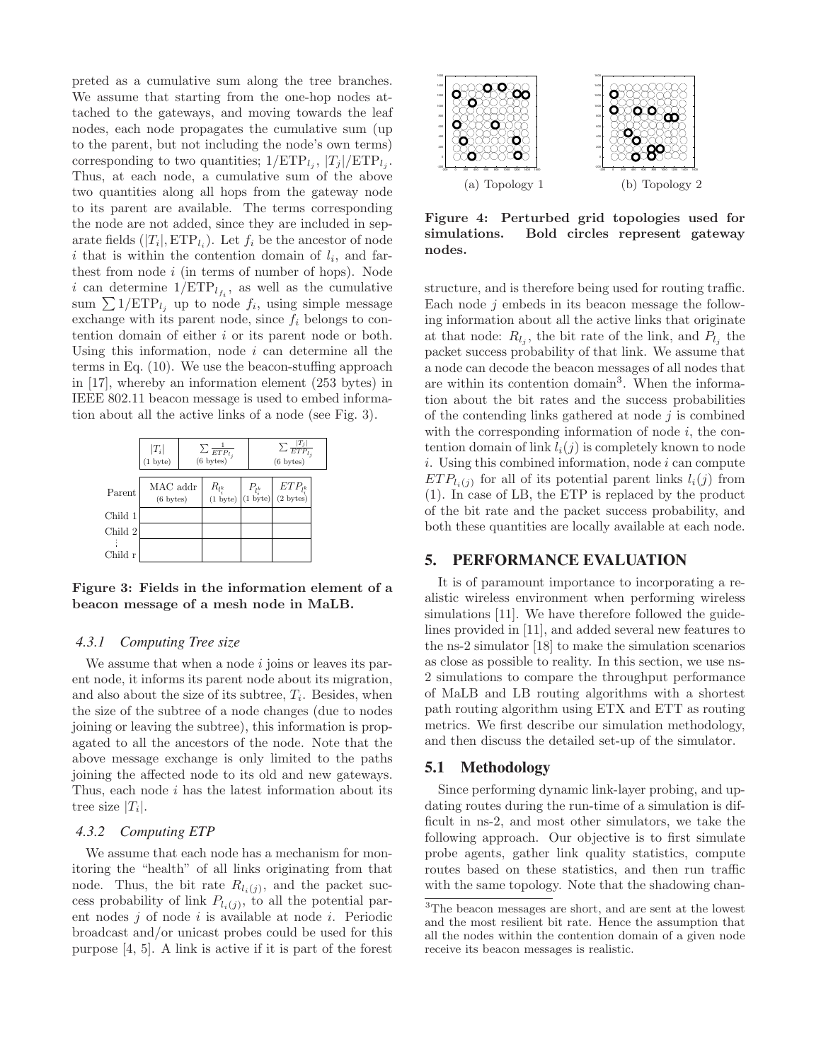preted as a cumulative sum along the tree branches. We assume that starting from the one-hop nodes attached to the gateways, and moving towards the leaf nodes, each node propagates the cumulative sum (up to the parent, but not including the node's own terms) corresponding to two quantities; $1/\text{ETP}_{l_j}$, $|T_j|/\text{ETP}_{l_j}$. Thus, at each node, a cumulative sum of the above two quantities along all hops from the gateway node to its parent are available. The terms corresponding the node are not added, since they are included in separate fields ($|T_i|, \text{ETP}_{l_i}$). Let $f_i$ be the ancestor of node $i$ that is within the contention domain of $l_i$, and farthest from node $i$ (in terms of number of hops). Node $i$ can determine $1/\text{ETP}_{l_{f_i}}$, as well as the cumulative sum $\sum 1/\text{ETP}_{l_j}$ up to node $f_i$, using simple message exchange with its parent node, since $f_i$ belongs to contention domain of either $i$ or its parent node or both. Using this information, node $i$ can determine all the terms in Eq. (10). We use the beacon-stuffing approach in [17], whereby an information element (253 bytes) in IEEE 802.11 beacon message is used to embed information about all the active links of a node (see Fig. 3).

| | $\lvert T_i \rvert$ (1 byte) | $\sum \frac{1}{ETP_{l_j}}$ (6 bytes) | | $\sum \frac{\lvert T_j \rvert}{ETP_{l_j}}$ (6 bytes) |
|---|---|---|---|---|
| | MAC addr (6 bytes) | $R_{l_i^k}$ (1 byte) | $P_{l_i^k}$ (1 byte) | $ETP_{l_i^k}$ (2 bytes) |
| Parent | | | | |
| Child 1 | | | | |
| Child 2 | | | | |
| ⋮ | | | | |
| Child r | | | | |

**Figure 3: Fields in the information element of a beacon message of a mesh node in MaLB.**

#### 4.3.1 Computing Tree size

We assume that when a node $i$ joins or leaves its parent node, it informs its parent node about its migration, and also about the size of its subtree, $T_i$. Besides, when the size of the subtree of a node changes (due to nodes joining or leaving the subtree), this information is propagated to all the ancestors of the node. Note that the above message exchange is only limited to the paths joining the affected node to its old and new gateways. Thus, each node $i$ has the latest information about its tree size $|T_i|$.

#### 4.3.2 Computing ETP

We assume that each node has a mechanism for monitoring the "health" of all links originating from that node. Thus, the bit rate $R_{l_i(j)}$, and the packet success probability of link $P_{l_i(j)}$, to all the potential parent nodes $j$ of node $i$ is available at node $i$. Periodic broadcast and/or unicast probes could be used for this purpose [4, 5]. A link is active if it is part of the forest structure, and is therefore being used for routing traffic. Each node $j$ embeds in its beacon message the following information about all the active links that originate at that node: $R_{l_j}$, the bit rate of the link, and $P_{l_j}$ the packet success probability of that link. We assume that a node can decode the beacon messages of all nodes that are within its contention domain[3]. When the information about the bit rates and the success probabilities of the contending links gathered at node $j$ is combined with the corresponding information of node $i$, the contention domain of link $l_i(j)$ is completely known to node $i$. Using this combined information, node $i$ can compute $ETP_{l_i(j)}$ for all of its potential parent links $l_i(j)$ from (1). In case of LB, the ETP is replaced by the product of the bit rate and the packet success probability, and both these quantities are locally available at each node.

(a) Topology 1 (b) Topology 2

**Figure 4: Perturbed grid topologies used for simulations. Bold circles represent gateway nodes.**

## 5. PERFORMANCE EVALUATION

It is of paramount importance to incorporating a realistic wireless environment when performing wireless simulations [11]. We have therefore followed the guidelines provided in [11], and added several new features to the ns-2 simulator [18] to make the simulation scenarios as close as possible to reality. In this section, we use ns-2 simulations to compare the throughput performance of MaLB and LB routing algorithms with a shortest path routing algorithm using ETX and ETT as routing metrics. We first describe our simulation methodology, and then discuss the detailed set-up of the simulator.

### 5.1 Methodology

Since performing dynamic link-layer probing, and updating routes during the run-time of a simulation is difficult in ns-2, and most other simulators, we take the following approach. Our objective is to first simulate probe agents, gather link quality statistics, compute routes based on these statistics, and then run traffic with the same topology. Note that the shadowing chan-

[3]The beacon messages are short, and are sent at the lowest and the most resilient bit rate. Hence the assumption that all the nodes within the contention domain of a given node receive its beacon messages is realistic.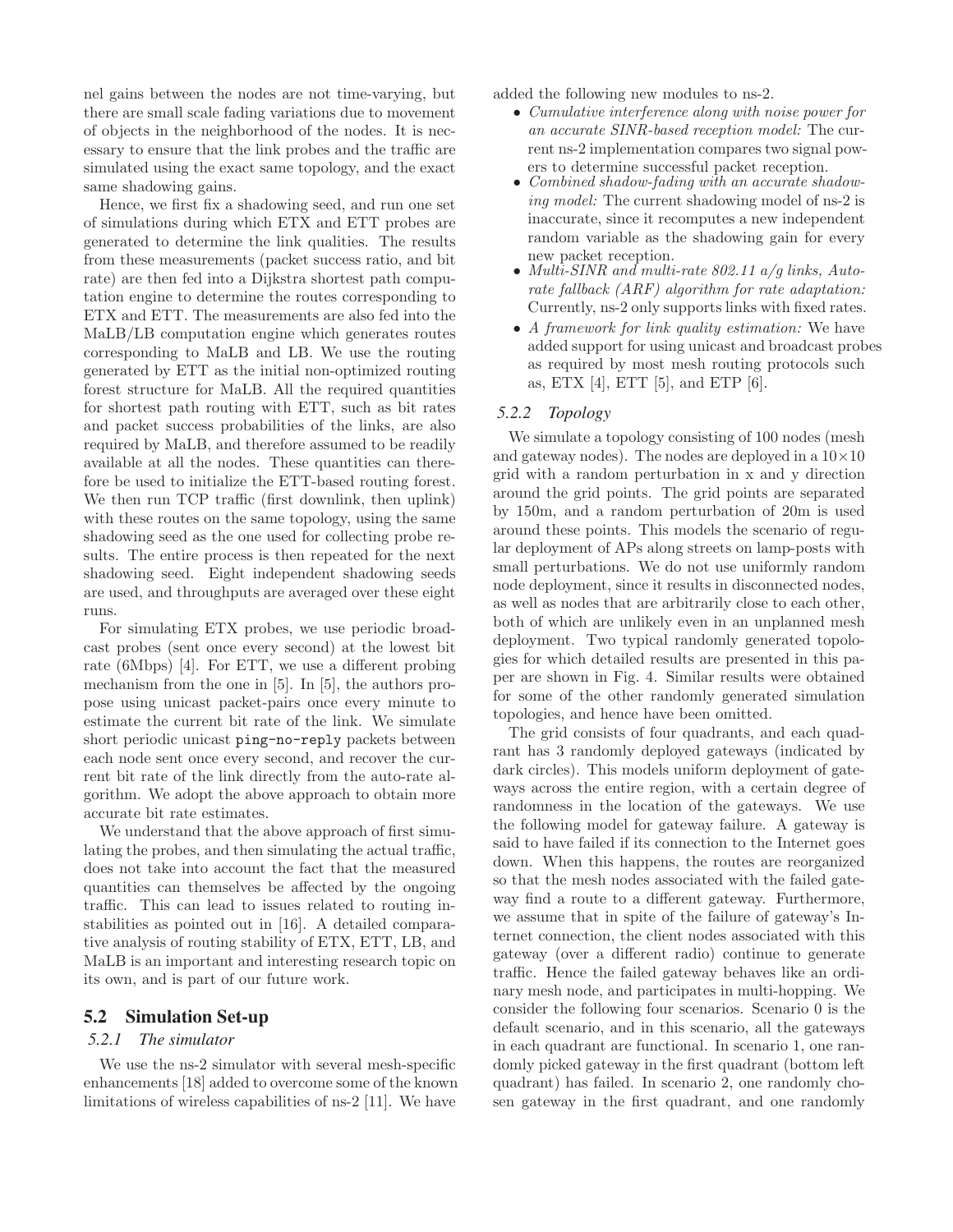nel gains between the nodes are not time-varying, but there are small scale fading variations due to movement of objects in the neighborhood of the nodes. It is necessary to ensure that the link probes and the traffic are simulated using the exact same topology, and the exact same shadowing gains.

Hence, we first fix a shadowing seed, and run one set of simulations during which ETX and ETT probes are generated to determine the link qualities. The results from these measurements (packet success ratio, and bit rate) are then fed into a Dijkstra shortest path computation engine to determine the routes corresponding to ETX and ETT. The measurements are also fed into the MaLB/LB computation engine which generates routes corresponding to MaLB and LB. We use the routing generated by ETT as the initial non-optimized routing forest structure for MaLB. All the required quantities for shortest path routing with ETT, such as bit rates and packet success probabilities of the links, are also required by MaLB, and therefore assumed to be readily available at all the nodes. These quantities can therefore be used to initialize the ETT-based routing forest. We then run TCP traffic (first downlink, then uplink) with these routes on the same topology, using the same shadowing seed as the one used for collecting probe results. The entire process is then repeated for the next shadowing seed. Eight independent shadowing seeds are used, and throughputs are averaged over these eight runs.

For simulating ETX probes, we use periodic broadcast probes (sent once every second) at the lowest bit rate (6Mbps) [4]. For ETT, we use a different probing mechanism from the one in [5]. In [5], the authors propose using unicast packet-pairs once every minute to estimate the current bit rate of the link. We simulate short periodic unicast `ping-no-reply` packets between each node sent once every second, and recover the current bit rate of the link directly from the auto-rate algorithm. We adopt the above approach to obtain more accurate bit rate estimates.

We understand that the above approach of first simulating the probes, and then simulating the actual traffic, does not take into account the fact that the measured quantities can themselves be affected by the ongoing traffic. This can lead to issues related to routing instabilities as pointed out in [16]. A detailed comparative analysis of routing stability of ETX, ETT, LB, and MaLB is an important and interesting research topic on its own, and is part of our future work.

## 5.2 Simulation Set-up

### 5.2.1 The simulator

We use the ns-2 simulator with several mesh-specific enhancements [18] added to overcome some of the known limitations of wireless capabilities of ns-2 [11]. We have added the following new modules to ns-2.

- *Cumulative interference along with noise power for an accurate SINR-based reception model:* The current ns-2 implementation compares two signal powers to determine successful packet reception.
- *Combined shadow-fading with an accurate shadowing model:* The current shadowing model of ns-2 is inaccurate, since it recomputes a new independent random variable as the shadowing gain for every new packet reception.
- *Multi-SINR and multi-rate 802.11 a/g links, Autorate fallback (ARF) algorithm for rate adaptation:* Currently, ns-2 only supports links with fixed rates.
- *A framework for link quality estimation:* We have added support for using unicast and broadcast probes as required by most mesh routing protocols such as, ETX [4], ETT [5], and ETP [6].

### 5.2.2 Topology

We simulate a topology consisting of 100 nodes (mesh and gateway nodes). The nodes are deployed in a $10 \times 10$ grid with a random perturbation in x and y direction around the grid points. The grid points are separated by 150m, and a random perturbation of 20m is used around these points. This models the scenario of regular deployment of APs along streets on lamp-posts with small perturbations. We do not use uniformly random node deployment, since it results in disconnected nodes, as well as nodes that are arbitrarily close to each other, both of which are unlikely even in an unplanned mesh deployment. Two typical randomly generated topologies for which detailed results are presented in this paper are shown in Fig. 4. Similar results were obtained for some of the other randomly generated simulation topologies, and hence have been omitted.

The grid consists of four quadrants, and each quadrant has 3 randomly deployed gateways (indicated by dark circles). This models uniform deployment of gateways across the entire region, with a certain degree of randomness in the location of the gateways. We use the following model for gateway failure. A gateway is said to have failed if its connection to the Internet goes down. When this happens, the routes are reorganized so that the mesh nodes associated with the failed gateway find a route to a different gateway. Furthermore, we assume that in spite of the failure of gateway's Internet connection, the client nodes associated with this gateway (over a different radio) continue to generate traffic. Hence the failed gateway behaves like an ordinary mesh node, and participates in multi-hopping. We consider the following four scenarios. Scenario 0 is the default scenario, and in this scenario, all the gateways in each quadrant are functional. In scenario 1, one randomly picked gateway in the first quadrant (bottom left quadrant) has failed. In scenario 2, one randomly chosen gateway in the first quadrant, and one randomly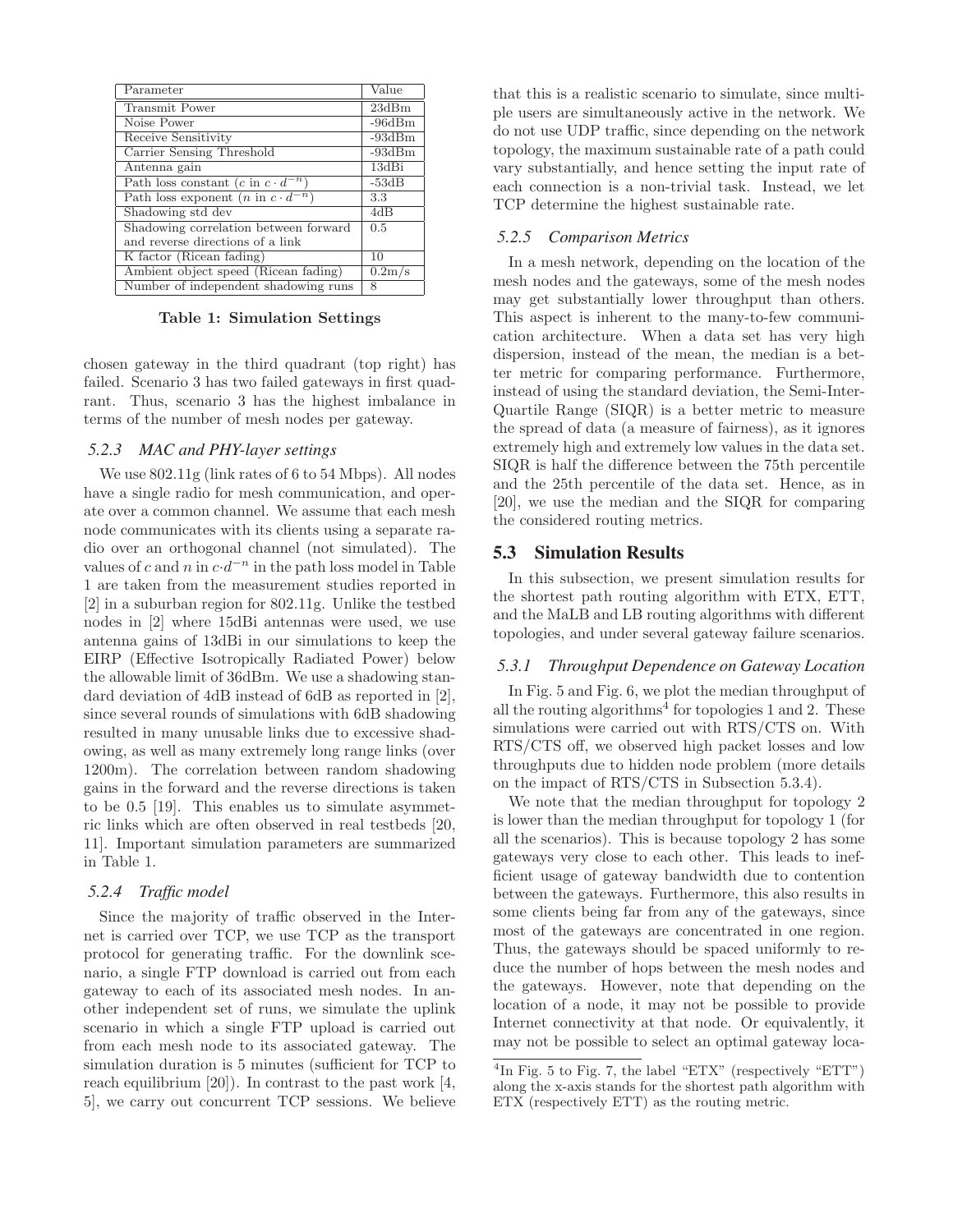| Parameter | Value |
|---|---|
| Transmit Power | 23dBm |
| Noise Power | -96dBm |
| Receive Sensitivity | -93dBm |
| Carrier Sensing Threshold | -93dBm |
| Antenna gain | 13dBi |
| Path loss constant ($c$ in $c \cdot d^{-n}$) | -53dB |
| Path loss exponent ($n$ in $c \cdot d^{-n}$) | 3.3 |
| Shadowing std dev | 4dB |
| Shadowing correlation between forward and reverse directions of a link | 0.5 |
| K factor (Ricean fading) | 10 |
| Ambient object speed (Ricean fading) | 0.2m/s |
| Number of independent shadowing runs | 8 |

**Table 1: Simulation Settings**

chosen gateway in the third quadrant (top right) has failed. Scenario 3 has two failed gateways in first quadrant. Thus, scenario 3 has the highest imbalance in terms of the number of mesh nodes per gateway.

### 5.2.3 MAC and PHY-layer settings

We use 802.11g (link rates of 6 to 54 Mbps). All nodes have a single radio for mesh communication, and operate over a common channel. We assume that each mesh node communicates with its clients using a separate radio over an orthogonal channel (not simulated). The values of $c$ and $n$ in $c \cdot d^{-n}$ in the path loss model in Table 1 are taken from the measurement studies reported in [2] in a suburban region for 802.11g. Unlike the testbed nodes in [2] where 15dBi antennas were used, we use antenna gains of 13dBi in our simulations to keep the EIRP (Effective Isotropically Radiated Power) below the allowable limit of 36dBm. We use a shadowing standard deviation of 4dB instead of 6dB as reported in [2], since several rounds of simulations with 6dB shadowing resulted in many unusable links due to excessive shadowing, as well as many extremely long range links (over 1200m). The correlation between random shadowing gains in the forward and the reverse directions is taken to be 0.5 [19]. This enables us to simulate asymmetric links which are often observed in real testbeds [20, 11]. Important simulation parameters are summarized in Table 1.

### 5.2.4 Traffic model

Since the majority of traffic observed in the Internet is carried over TCP, we use TCP as the transport protocol for generating traffic. For the downlink scenario, a single FTP download is carried out from each gateway to each of its associated mesh nodes. In another independent set of runs, we simulate the uplink scenario in which a single FTP upload is carried out from each mesh node to its associated gateway. The simulation duration is 5 minutes (sufficient for TCP to reach equilibrium [20]). In contrast to the past work [4, 5], we carry out concurrent TCP sessions. We believe that this is a realistic scenario to simulate, since multiple users are simultaneously active in the network. We do not use UDP traffic, since depending on the network topology, the maximum sustainable rate of a path could vary substantially, and hence setting the input rate of each connection is a non-trivial task. Instead, we let TCP determine the highest sustainable rate.

### 5.2.5 Comparison Metrics

In a mesh network, depending on the location of the mesh nodes and the gateways, some of the mesh nodes may get substantially lower throughput than others. This aspect is inherent to the many-to-few communication architecture. When a data set has very high dispersion, instead of the mean, the median is a better metric for comparing performance. Furthermore, instead of using the standard deviation, the Semi-Inter-Quartile Range (SIQR) is a better metric to measure the spread of data (a measure of fairness), as it ignores extremely high and extremely low values in the data set. SIQR is half the difference between the 75th percentile and the 25th percentile of the data set. Hence, as in [20], we use the median and the SIQR for comparing the considered routing metrics.

## 5.3 Simulation Results

In this subsection, we present simulation results for the shortest path routing algorithm with ETX, ETT, and the MaLB and LB routing algorithms with different topologies, and under several gateway failure scenarios.

### 5.3.1 Throughput Dependence on Gateway Location

In Fig. 5 and Fig. 6, we plot the median throughput of all the routing algorithms[4] for topologies 1 and 2. These simulations were carried out with RTS/CTS on. With RTS/CTS off, we observed high packet losses and low throughputs due to hidden node problem (more details on the impact of RTS/CTS in Subsection 5.3.4).

We note that the median throughput for topology 2 is lower than the median throughput for topology 1 (for all the scenarios). This is because topology 2 has some gateways very close to each other. This leads to inefficient usage of gateway bandwidth due to contention between the gateways. Furthermore, this also results in some clients being far from any of the gateways, since most of the gateways are concentrated in one region. Thus, the gateways should be spaced uniformly to reduce the number of hops between the mesh nodes and the gateways. However, note that depending on the location of a node, it may not be possible to provide Internet connectivity at that node. Or equivalently, it may not be possible to select an optimal gateway loca-

[4] In Fig. 5 to Fig. 7, the label "ETX" (respectively "ETT") along the x-axis stands for the shortest path algorithm with ETX (respectively ETT) as the routing metric.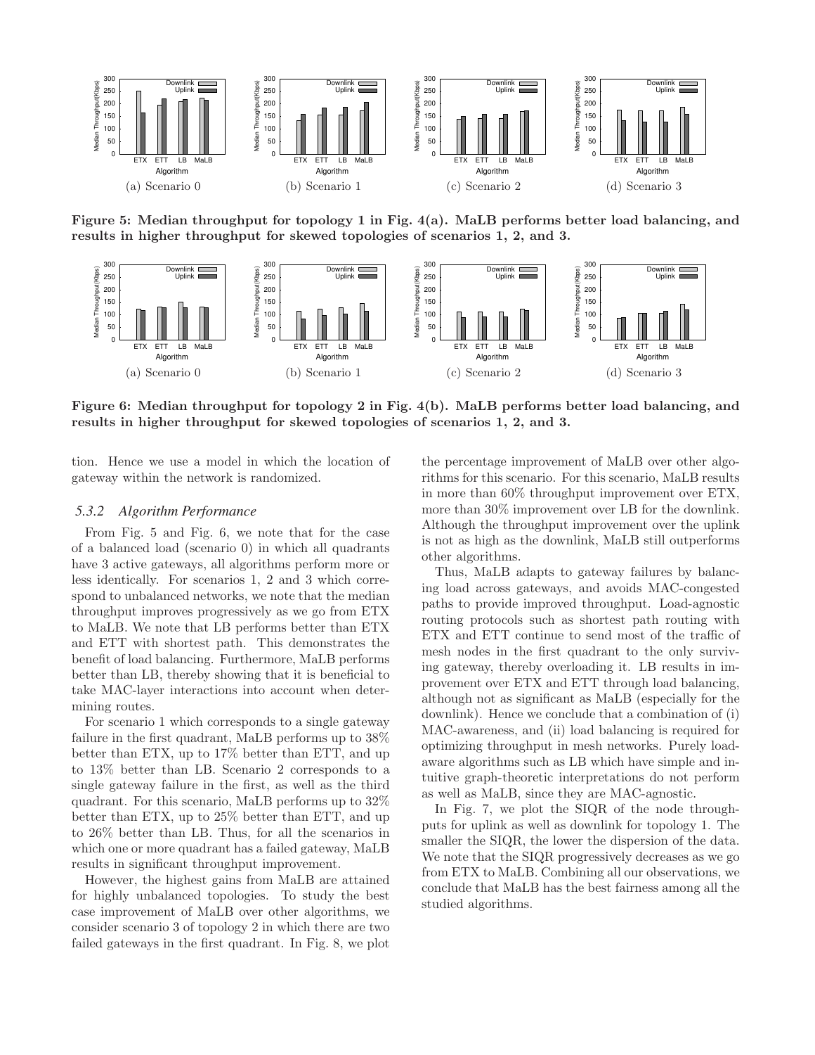(a) Scenario 0 (b) Scenario 1 (c) Scenario 2 (d) Scenario 3

**Figure 5: Median throughput for topology 1 in Fig. 4(a). MaLB performs better load balancing, and results in higher throughput for skewed topologies of scenarios 1, 2, and 3.**

(a) Scenario 0 (b) Scenario 1 (c) Scenario 2 (d) Scenario 3

**Figure 6: Median throughput for topology 2 in Fig. 4(b). MaLB performs better load balancing, and results in higher throughput for skewed topologies of scenarios 1, 2, and 3.**

tion. Hence we use a model in which the location of gateway within the network is randomized.

### 5.3.2 Algorithm Performance

From Fig. 5 and Fig. 6, we note that for the case of a balanced load (scenario 0) in which all quadrants have 3 active gateways, all algorithms perform more or less identically. For scenarios 1, 2 and 3 which correspond to unbalanced networks, we note that the median throughput improves progressively as we go from ETX to MaLB. We note that LB performs better than ETX and ETT with shortest path. This demonstrates the benefit of load balancing. Furthermore, MaLB performs better than LB, thereby showing that it is beneficial to take MAC-layer interactions into account when determining routes.

For scenario 1 which corresponds to a single gateway failure in the first quadrant, MaLB performs up to 38% better than ETX, up to 17% better than ETT, and up to 13% better than LB. Scenario 2 corresponds to a single gateway failure in the first, as well as the third quadrant. For this scenario, MaLB performs up to 32% better than ETX, up to 25% better than ETT, and up to 26% better than LB. Thus, for all the scenarios in which one or more quadrant has a failed gateway, MaLB results in significant throughput improvement.

However, the highest gains from MaLB are attained for highly unbalanced topologies. To study the best case improvement of MaLB over other algorithms, we consider scenario 3 of topology 2 in which there are two failed gateways in the first quadrant. In Fig. 8, we plot the percentage improvement of MaLB over other algorithms for this scenario. For this scenario, MaLB results in more than 60% throughput improvement over ETX, more than 30% improvement over LB for the downlink. Although the throughput improvement over the uplink is not as high as the downlink, MaLB still outperforms other algorithms.

Thus, MaLB adapts to gateway failures by balancing load across gateways, and avoids MAC-congested paths to provide improved throughput. Load-agnostic routing protocols such as shortest path routing with ETX and ETT continue to send most of the traffic of mesh nodes in the first quadrant to the only surviving gateway, thereby overloading it. LB results in improvement over ETX and ETT through load balancing, although not as significant as MaLB (especially for the downlink). Hence we conclude that a combination of (i) MAC-awareness, and (ii) load balancing is required for optimizing throughput in mesh networks. Purely load-aware algorithms such as LB which have simple and intuitive graph-theoretic interpretations do not perform as well as MaLB, since they are MAC-agnostic.

In Fig. 7, we plot the SIQR of the node throughputs for uplink as well as downlink for topology 1. The smaller the SIQR, the lower the dispersion of the data. We note that the SIQR progressively decreases as we go from ETX to MaLB. Combining all our observations, we conclude that MaLB has the best fairness among all the studied algorithms.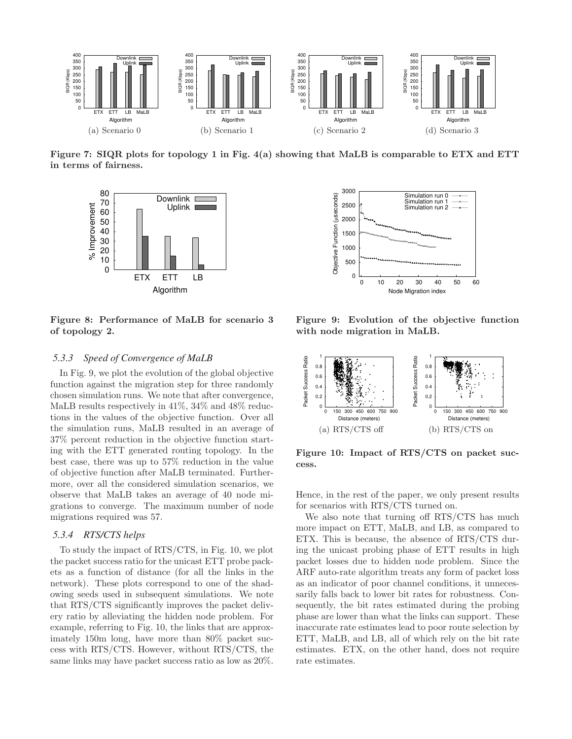Figure 7: SIQR plots for topology 1 in Fig. 4(a) showing that MaLB is comparable to ETX and ETT in terms of fairness.

(a) Scenario 0 (b) Scenario 1 (c) Scenario 2 (d) Scenario 3

Figure 8: Performance of MaLB for scenario 3 of topology 2.

Figure 9: Evolution of the objective function with node migration in MaLB.

#### 5.3.3 Speed of Convergence of MaLB

In Fig. 9, we plot the evolution of the global objective function against the migration step for three randomly chosen simulation runs. We note that after convergence, MaLB results respectively in 41%, 34% and 48% reductions in the values of the objective function. Over all the simulation runs, MaLB resulted in an average of 37% percent reduction in the objective function starting with the ETT generated routing topology. In the best case, there was up to 57% reduction in the value of objective function after MaLB terminated. Furthermore, over all the considered simulation scenarios, we observe that MaLB takes an average of 40 node migrations to converge. The maximum number of node migrations required was 57.

#### 5.3.4 RTS/CTS helps

To study the impact of RTS/CTS, in Fig. 10, we plot the packet success ratio for the unicast ETT probe packets as a function of distance (for all the links in the network). These plots correspond to one of the shadowing seeds used in subsequent simulations. We note that RTS/CTS significantly improves the packet delivery ratio by alleviating the hidden node problem. For example, referring to Fig. 10, the links that are approximately 150m long, have more than 80% packet success with RTS/CTS. However, without RTS/CTS, the same links may have packet success ratio as low as 20%.

(a) RTS/CTS off (b) RTS/CTS on

Figure 10: Impact of RTS/CTS on packet success.

Hence, in the rest of the paper, we only present results for scenarios with RTS/CTS turned on.

We also note that turning off RTS/CTS has much more impact on ETT, MaLB, and LB, as compared to ETX. This is because, the absence of RTS/CTS during the unicast probing phase of ETT results in high packet losses due to hidden node problem. Since the ARF auto-rate algorithm treats any form of packet loss as an indicator of poor channel conditions, it unnecessarily falls back to lower bit rates for robustness. Consequently, the bit rates estimated during the probing phase are lower than what the links can support. These inaccurate rate estimates lead to poor route selection by ETT, MaLB, and LB, all of which rely on the bit rate estimates. ETX, on the other hand, does not require rate estimates.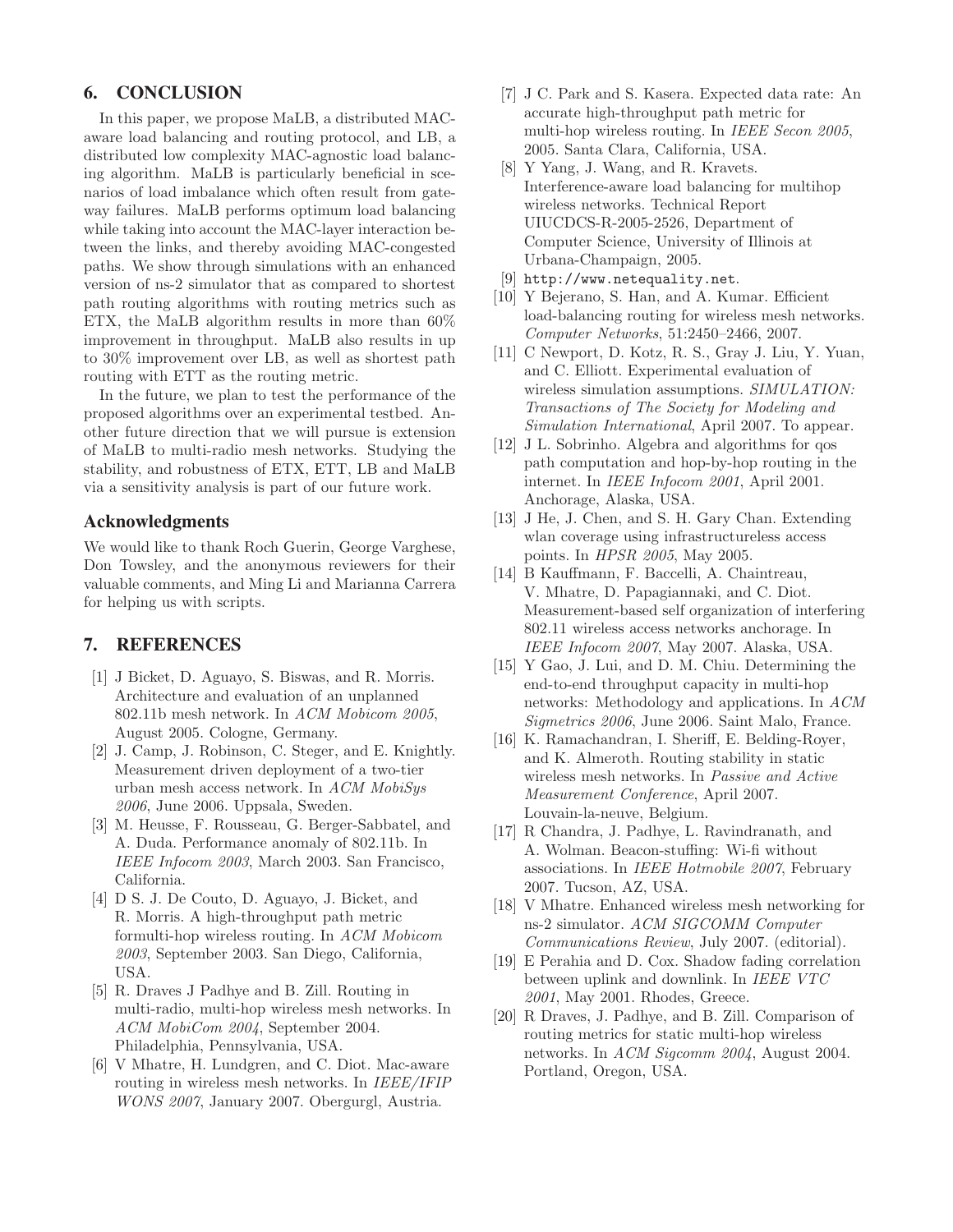## 6. CONCLUSION

In this paper, we propose MaLB, a distributed MAC-aware load balancing and routing protocol, and LB, a distributed low complexity MAC-agnostic load balancing algorithm. MaLB is particularly beneficial in scenarios of load imbalance which often result from gateway failures. MaLB performs optimum load balancing while taking into account the MAC-layer interaction between the links, and thereby avoiding MAC-congested paths. We show through simulations with an enhanced version of ns-2 simulator that as compared to shortest path routing algorithms with routing metrics such as ETX, the MaLB algorithm results in more than 60% improvement in throughput. MaLB also results in up to 30% improvement over LB, as well as shortest path routing with ETT as the routing metric.

In the future, we plan to test the performance of the proposed algorithms over an experimental testbed. Another future direction that we will pursue is extension of MaLB to multi-radio mesh networks. Studying the stability, and robustness of ETX, ETT, LB and MaLB via a sensitivity analysis is part of our future work.

### Acknowledgments

We would like to thank Roch Guerin, George Varghese, Don Towsley, and the anonymous reviewers for their valuable comments, and Ming Li and Marianna Carrera for helping us with scripts.

## 7. REFERENCES

[1] J Bicket, D. Aguayo, S. Biswas, and R. Morris. Architecture and evaluation of an unplanned 802.11b mesh network. In *ACM Mobicom 2005*, August 2005. Cologne, Germany.

[2] J. Camp, J. Robinson, C. Steger, and E. Knightly. Measurement driven deployment of a two-tier urban mesh access network. In *ACM MobiSys 2006*, June 2006. Uppsala, Sweden.

[3] M. Heusse, F. Rousseau, G. Berger-Sabbatel, and A. Duda. Performance anomaly of 802.11b. In *IEEE Infocom 2003*, March 2003. San Francisco, California.

[4] D S. J. De Couto, D. Aguayo, J. Bicket, and R. Morris. A high-throughput path metric formulti-hop wireless routing. In *ACM Mobicom 2003*, September 2003. San Diego, California, USA.

[5] R. Draves J Padhye and B. Zill. Routing in multi-radio, multi-hop wireless mesh networks. In *ACM MobiCom 2004*, September 2004. Philadelphia, Pennsylvania, USA.

[6] V Mhatre, H. Lundgren, and C. Diot. Mac-aware routing in wireless mesh networks. In *IEEE/IFIP WONS 2007*, January 2007. Obergurgl, Austria.

[7] J C. Park and S. Kasera. Expected data rate: An accurate high-throughput path metric for multi-hop wireless routing. In *IEEE Secon 2005*, 2005. Santa Clara, California, USA.

[8] Y Yang, J. Wang, and R. Kravets. Interference-aware load balancing for multihop wireless networks. Technical Report UIUCDCS-R-2005-2526, Department of Computer Science, University of Illinois at Urbana-Champaign, 2005.

[9] http://www.netequality.net.

[10] Y Bejerano, S. Han, and A. Kumar. Efficient load-balancing routing for wireless mesh networks. *Computer Networks*, 51:2450–2466, 2007.

[11] C Newport, D. Kotz, R. S., Gray J. Liu, Y. Yuan, and C. Elliott. Experimental evaluation of wireless simulation assumptions. *SIMULATION: Transactions of The Society for Modeling and Simulation International*, April 2007. To appear.

[12] J L. Sobrinho. Algebra and algorithms for qos path computation and hop-by-hop routing in the internet. In *IEEE Infocom 2001*, April 2001. Anchorage, Alaska, USA.

[13] J He, J. Chen, and S. H. Gary Chan. Extending wlan coverage using infrastructureless access points. In *HPSR 2005*, May 2005.

[14] B Kauffmann, F. Baccelli, A. Chaintreau, V. Mhatre, D. Papagiannaki, and C. Diot. Measurement-based self organization of interfering 802.11 wireless access networks anchorage. In *IEEE Infocom 2007*, May 2007. Alaska, USA.

[15] Y Gao, J. Lui, and D. M. Chiu. Determining the end-to-end throughput capacity in multi-hop networks: Methodology and applications. In *ACM Sigmetrics 2006*, June 2006. Saint Malo, France.

[16] K. Ramachandran, I. Sheriff, E. Belding-Royer, and K. Almeroth. Routing stability in static wireless mesh networks. In *Passive and Active Measurement Conference*, April 2007. Louvain-la-neuve, Belgium.

[17] R Chandra, J. Padhye, L. Ravindranath, and A. Wolman. Beacon-stuffing: Wi-fi without associations. In *IEEE Hotmobile 2007*, February 2007. Tucson, AZ, USA.

[18] V Mhatre. Enhanced wireless mesh networking for ns-2 simulator. *ACM SIGCOMM Computer Communications Review*, July 2007. (editorial).

[19] E Perahia and D. Cox. Shadow fading correlation between uplink and downlink. In *IEEE VTC 2001*, May 2001. Rhodes, Greece.

[20] R Draves, J. Padhye, and B. Zill. Comparison of routing metrics for static multi-hop wireless networks. In *ACM Sigcomm 2004*, August 2004. Portland, Oregon, USA.